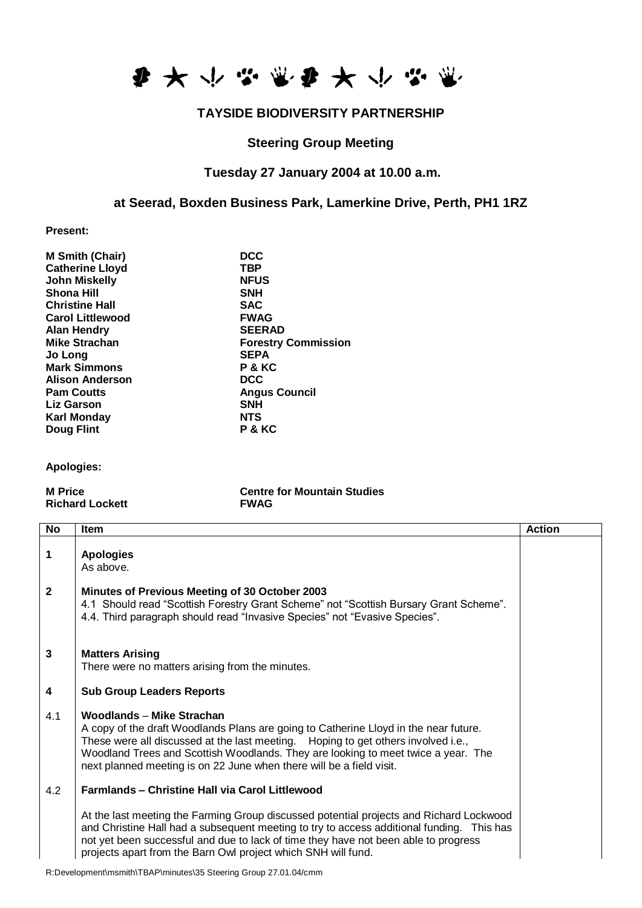# TAYSIDE BIODIVERSITY PARTNERSHIP

## Steering Group Meeting

## Tuesday 27 January 2004 at 10.00 a.m.

## at Seerad, Boxden Business Park, Lamerkine Drive, Perth, PH1 1RZ

**Present:**

| | |
|---|---|
| **M Smith (Chair)** | **DCC** |
| **Catherine Lloyd** | **TBP** |
| **John Miskelly** | **NFUS** |
| **Shona Hill** | **SNH** |
| **Christine Hall** | **SAC** |
| **Carol Littlewood** | **FWAG** |
| **Alan Hendry** | **SEERAD** |
| **Mike Strachan** | **Forestry Commission** |
| **Jo Long** | **SEPA** |
| **Mark Simmons** | **P & KC** |
| **Alison Anderson** | **DCC** |
| **Pam Coutts** | **Angus Council** |
| **Liz Garson** | **SNH** |
| **Karl Monday** | **NTS** |
| **Doug Flint** | **P & KC** |

**Apologies:**

| | |
|---|---|
| **M Price** | **Centre for Mountain Studies** |
| **Richard Lockett** | **FWAG** |

| No | Item | Action |
|---|---|---|
| 1 | **Apologies**<br>As above. | |
| 2 | **Minutes of Previous Meeting of 30 October 2003**<br>4.1 Should read "Scottish Forestry Grant Scheme" not "Scottish Bursary Grant Scheme".<br>4.4. Third paragraph should read "Invasive Species" not "Evasive Species". | |
| 3 | **Matters Arising**<br>There were no matters arising from the minutes. | |
| 4 | **Sub Group Leaders Reports** | |
| 4.1 | **Woodlands** – **Mike Strachan**<br>A copy of the draft Woodlands Plans are going to Catherine Lloyd in the near future. These were all discussed at the last meeting. Hoping to get others involved i.e., Woodland Trees and Scottish Woodlands. They are looking to meet twice a year. The next planned meeting is on 22 June when there will be a field visit. | |
| 4.2 | **Farmlands – Christine Hall via Carol Littlewood**<br><br>At the last meeting the Farming Group discussed potential projects and Richard Lockwood and Christine Hall had a subsequent meeting to try to access additional funding. This has not yet been successful and due to lack of time they have not been able to progress projects apart from the Barn Owl project which SNH will fund. | |

R:Development\msmith\TBAP\minutes\35 Steering Group 27.01.04/cmm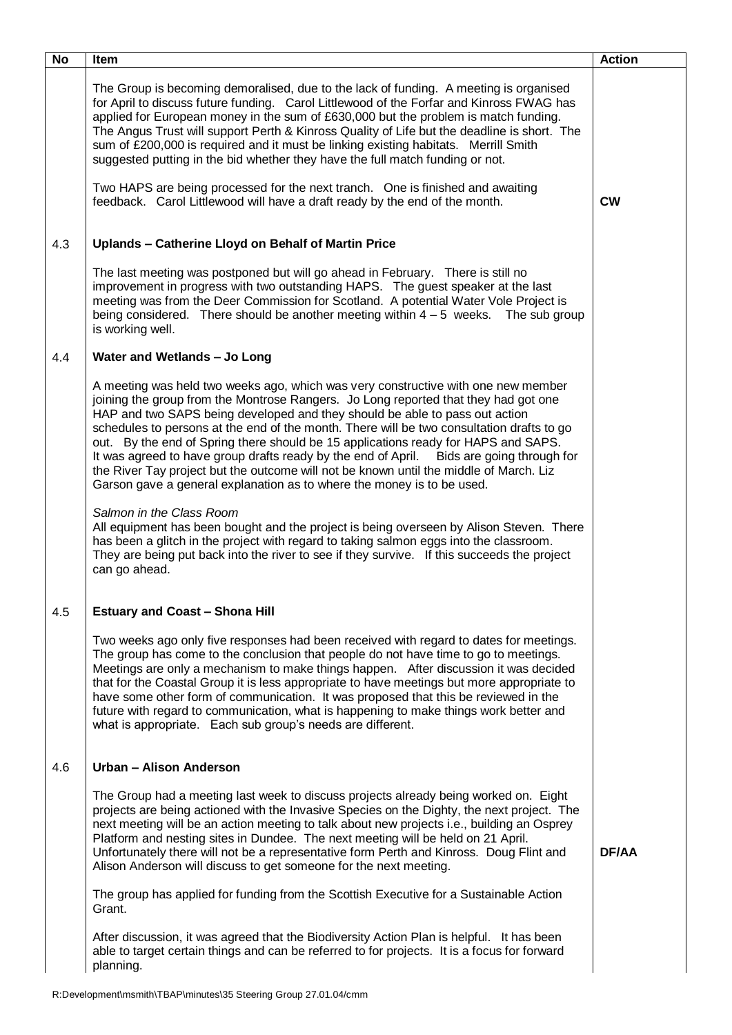| No | Item | Action |
|---|---|---|
| | The Group is becoming demoralised, due to the lack of funding. A meeting is organised for April to discuss future funding. Carol Littlewood of the Forfar and Kinross FWAG has applied for European money in the sum of £630,000 but the problem is match funding. The Angus Trust will support Perth & Kinross Quality of Life but the deadline is short. The sum of £200,000 is required and it must be linking existing habitats. Merrill Smith suggested putting in the bid whether they have the full match funding or not.<br><br>Two HAPS are being processed for the next tranch. One is finished and awaiting feedback. Carol Littlewood will have a draft ready by the end of the month. | **CW** |
| 4.3 | **Uplands – Catherine Lloyd on Behalf of Martin Price**<br><br>The last meeting was postponed but will go ahead in February. There is still no improvement in progress with two outstanding HAPS. The guest speaker at the last meeting was from the Deer Commission for Scotland. A potential Water Vole Project is being considered. There should be another meeting within 4 – 5 weeks. The sub group is working well. | |
| 4.4 | **Water and Wetlands – Jo Long**<br><br>A meeting was held two weeks ago, which was very constructive with one new member joining the group from the Montrose Rangers. Jo Long reported that they had got one HAP and two SAPS being developed and they should be able to pass out action schedules to persons at the end of the month. There will be two consultation drafts to go out. By the end of Spring there should be 15 applications ready for HAPS and SAPS. It was agreed to have group drafts ready by the end of April. Bids are going through for the River Tay project but the outcome will not be known until the middle of March. Liz Garson gave a general explanation as to where the money is to be used.<br><br>*Salmon in the Class Room*<br>All equipment has been bought and the project is being overseen by Alison Steven. There has been a glitch in the project with regard to taking salmon eggs into the classroom. They are being put back into the river to see if they survive. If this succeeds the project can go ahead. | |
| 4.5 | **Estuary and Coast – Shona Hill**<br><br>Two weeks ago only five responses had been received with regard to dates for meetings. The group has come to the conclusion that people do not have time to go to meetings. Meetings are only a mechanism to make things happen. After discussion it was decided that for the Coastal Group it is less appropriate to have meetings but more appropriate to have some other form of communication. It was proposed that this be reviewed in the future with regard to communication, what is happening to make things work better and what is appropriate. Each sub group's needs are different. | |
| 4.6 | **Urban – Alison Anderson**<br><br>The Group had a meeting last week to discuss projects already being worked on. Eight projects are being actioned with the Invasive Species on the Dighty, the next project. The next meeting will be an action meeting to talk about new projects i.e., building an Osprey Platform and nesting sites in Dundee. The next meeting will be held on 21 April. Unfortunately there will not be a representative form Perth and Kinross. Doug Flint and Alison Anderson will discuss to get someone for the next meeting.<br><br>The group has applied for funding from the Scottish Executive for a Sustainable Action Grant.<br><br>After discussion, it was agreed that the Biodiversity Action Plan is helpful. It has been able to target certain things and can be referred to for projects. It is a focus for forward planning. | **DF/AA** |

R:Development\msmith\TBAP\minutes\35 Steering Group 27.01.04/cmm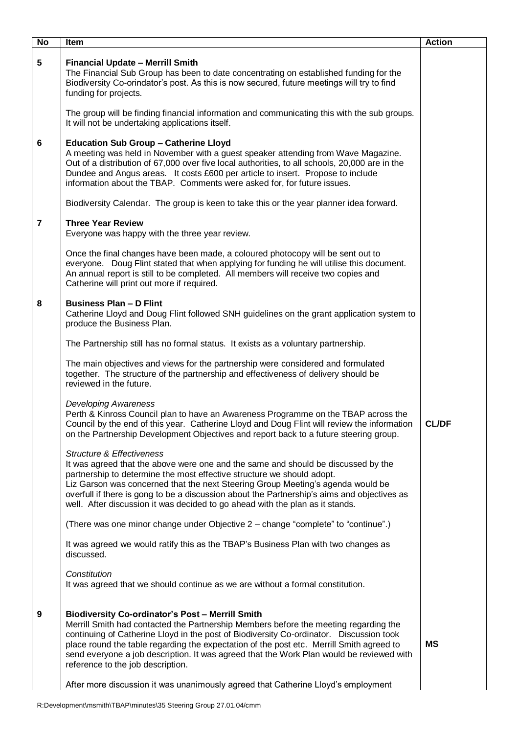| No | Item | Action |
|---|---|---|
| 5 | **Financial Update – Merrill Smith**<br>The Financial Sub Group has been to date concentrating on established funding for the Biodiversity Co-orindator's post. As this is now secured, future meetings will try to find funding for projects.<br><br>The group will be finding financial information and communicating this with the sub groups. It will not be undertaking applications itself. | |
| 6 | **Education Sub Group – Catherine Lloyd**<br>A meeting was held in November with a guest speaker attending from Wave Magazine. Out of a distribution of 67,000 over five local authorities, to all schools, 20,000 are in the Dundee and Angus areas. It costs £600 per article to insert. Propose to include information about the TBAP. Comments were asked for, for future issues.<br><br>Biodiversity Calendar. The group is keen to take this or the year planner idea forward. | |
| 7 | **Three Year Review**<br>Everyone was happy with the three year review.<br><br>Once the final changes have been made, a coloured photocopy will be sent out to everyone. Doug Flint stated that when applying for funding he will utilise this document. An annual report is still to be completed. All members will receive two copies and Catherine will print out more if required. | |
| 8 | **Business Plan – D Flint**<br>Catherine Lloyd and Doug Flint followed SNH guidelines on the grant application system to produce the Business Plan.<br><br>The Partnership still has no formal status. It exists as a voluntary partnership.<br><br>The main objectives and views for the partnership were considered and formulated together. The structure of the partnership and effectiveness of delivery should be reviewed in the future.<br><br>*Developing Awareness*<br>Perth & Kinross Council plan to have an Awareness Programme on the TBAP across the Council by the end of this year. Catherine Lloyd and Doug Flint will review the information on the Partnership Development Objectives and report back to a future steering group.<br><br>*Structure & Effectiveness*<br>It was agreed that the above were one and the same and should be discussed by the partnership to determine the most effective structure we should adopt.<br>Liz Garson was concerned that the next Steering Group Meeting's agenda would be overfull if there is gong to be a discussion about the Partnership's aims and objectives as well. After discussion it was decided to go ahead with the plan as it stands.<br><br>(There was one minor change under Objective 2 – change "complete" to "continue".)<br><br>It was agreed we would ratify this as the TBAP's Business Plan with two changes as discussed.<br><br>*Constitution*<br>It was agreed that we should continue as we are without a formal constitution. | **CL/DF** |
| 9 | **Biodiversity Co-ordinator's Post – Merrill Smith**<br>Merrill Smith had contacted the Partnership Members before the meeting regarding the continuing of Catherine Lloyd in the post of Biodiversity Co-ordinator. Discussion took place round the table regarding the expectation of the post etc. Merrill Smith agreed to send everyone a job description. It was agreed that the Work Plan would be reviewed with reference to the job description.<br><br>After more discussion it was unanimously agreed that Catherine Lloyd's employment | **MS** |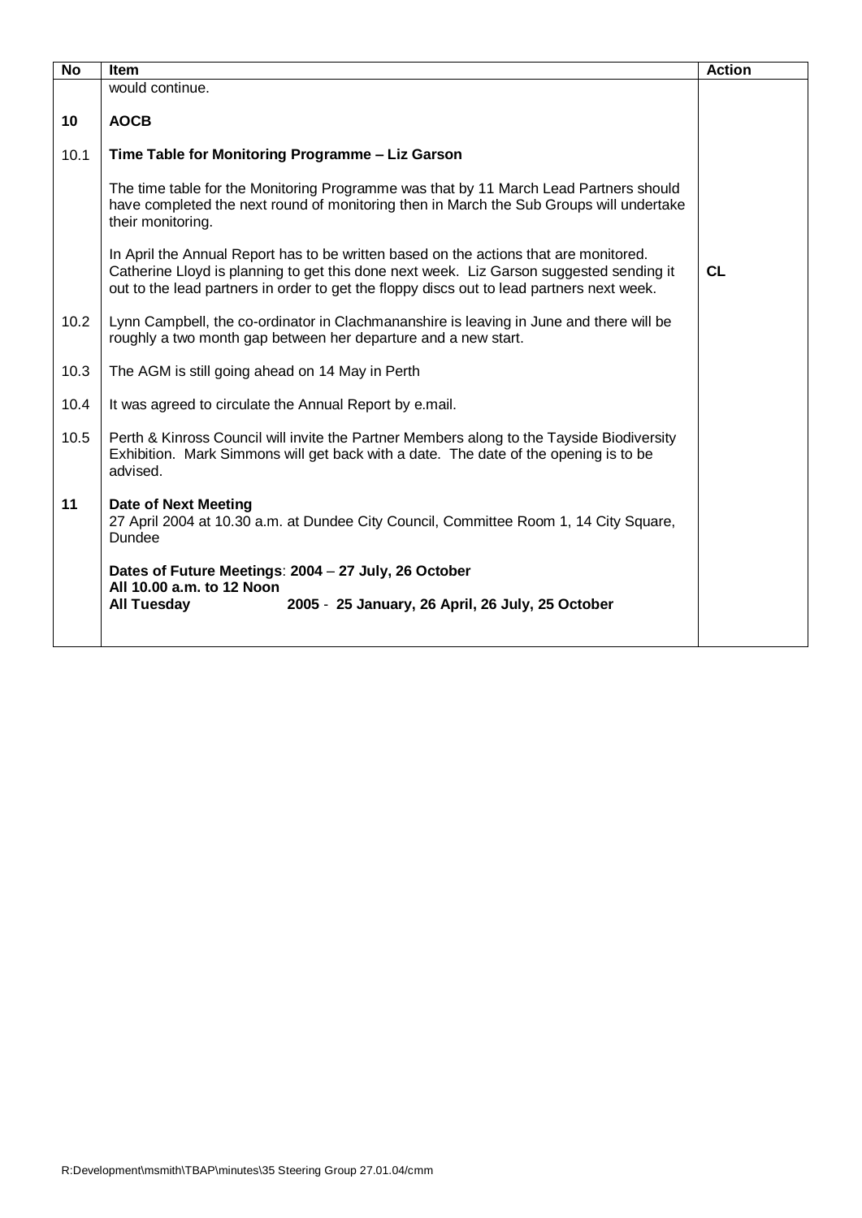| No | Item | Action |
|---|---|---|
| | would continue. | |
| **10** | **AOCB** | |
| 10.1 | **Time Table for Monitoring Programme – Liz Garson** | |
| | The time table for the Monitoring Programme was that by 11 March Lead Partners should have completed the next round of monitoring then in March the Sub Groups will undertake their monitoring. | |
| | In April the Annual Report has to be written based on the actions that are monitored. Catherine Lloyd is planning to get this done next week. Liz Garson suggested sending it out to the lead partners in order to get the floppy discs out to lead partners next week. | **CL** |
| 10.2 | Lynn Campbell, the co-ordinator in Clachmananshire is leaving in June and there will be roughly a two month gap between her departure and a new start. | |
| 10.3 | The AGM is still going ahead on 14 May in Perth | |
| 10.4 | It was agreed to circulate the Annual Report by e.mail. | |
| 10.5 | Perth & Kinross Council will invite the Partner Members along to the Tayside Biodiversity Exhibition. Mark Simmons will get back with a date. The date of the opening is to be advised. | |
| **11** | **Date of Next Meeting**<br>27 April 2004 at 10.30 a.m. at Dundee City Council, Committee Room 1, 14 City Square, Dundee | |
| | **Dates of Future Meetings**: **2004** – **27 July, 26 October**<br>**All 10.00 a.m. to 12 Noon**<br>**All Tuesday** **2005** - **25 January, 26 April, 26 July, 25 October** | |